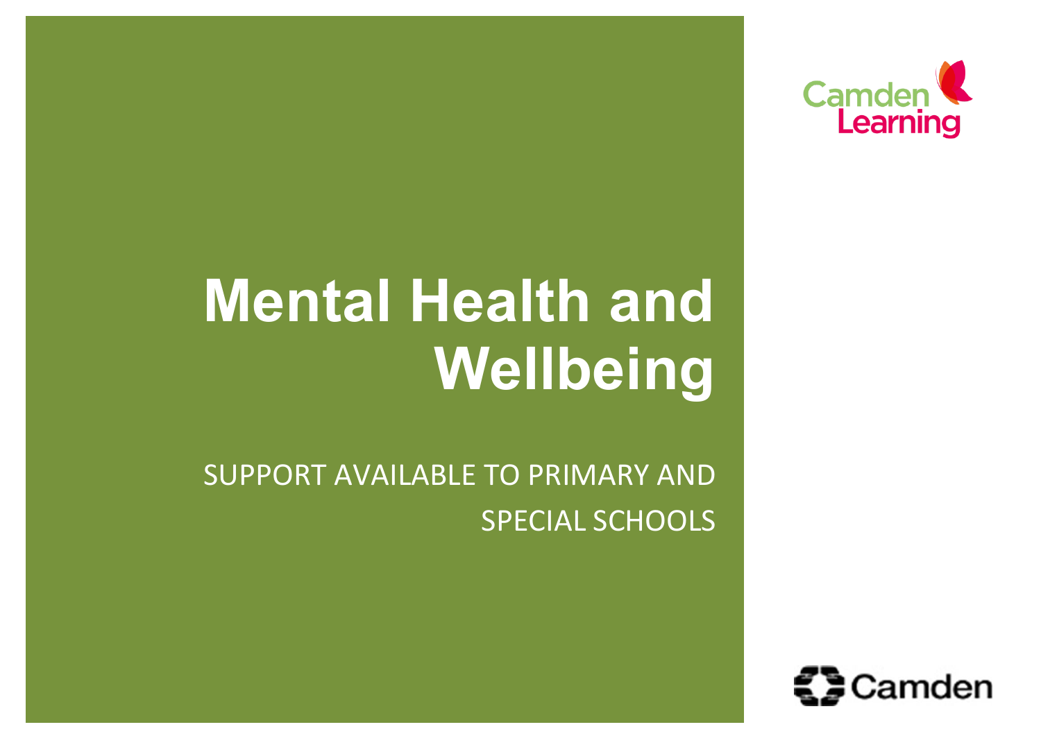# Mental Health and Wellbeing

SUPPORT AVAILABLE TO PRIMARY AND SPECIAL SCHOOLS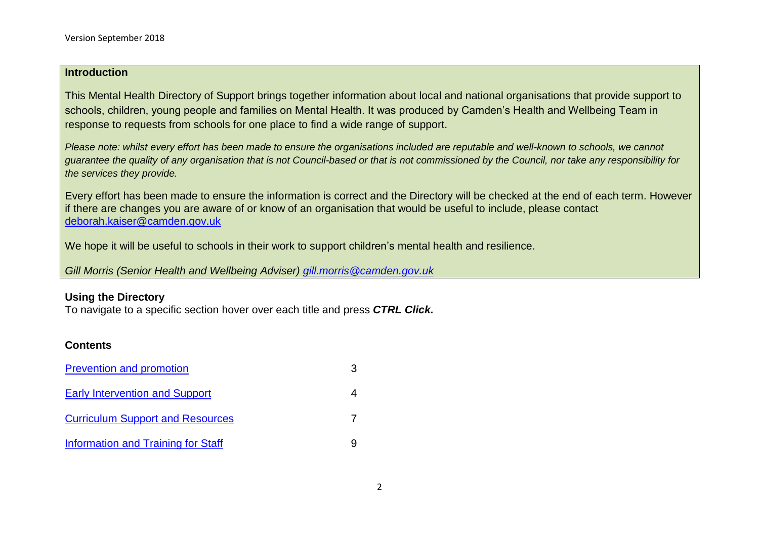## Introduction

This Mental Health Directory of Support brings together information about local and national organisations that provide support to schools, children, young people and families on Mental Health. It was produced by Camden's Health and Wellbeing Team in response to requests from schools for one place to find a wide range of support.

*Please note: whilst every effort has been made to ensure the organisations included are reputable and well-known to schools, we cannot guarantee the quality of any organisation that is not Council-based or that is not commissioned by the Council, nor take any responsibility for the services they provide.*

Every effort has been made to ensure the information is correct and the Directory will be checked at the end of each term. However if there are changes you are aware of or know of an organisation that would be useful to include, please contact deborah.kaiser@camden.gov.uk

We hope it will be useful to schools in their work to support children's mental health and resilience.

*Gill Morris (Senior Health and Wellbeing Adviser) gill.morris@camden.gov.uk*

## Using the Directory

To navigate to a specific section hover over each title and press ***CTRL Click.***

## Contents

| | |
|---|---|
| Prevention and promotion | 3 |
| Early Intervention and Support | 4 |
| Curriculum Support and Resources | 7 |
| Information and Training for Staff | 9 |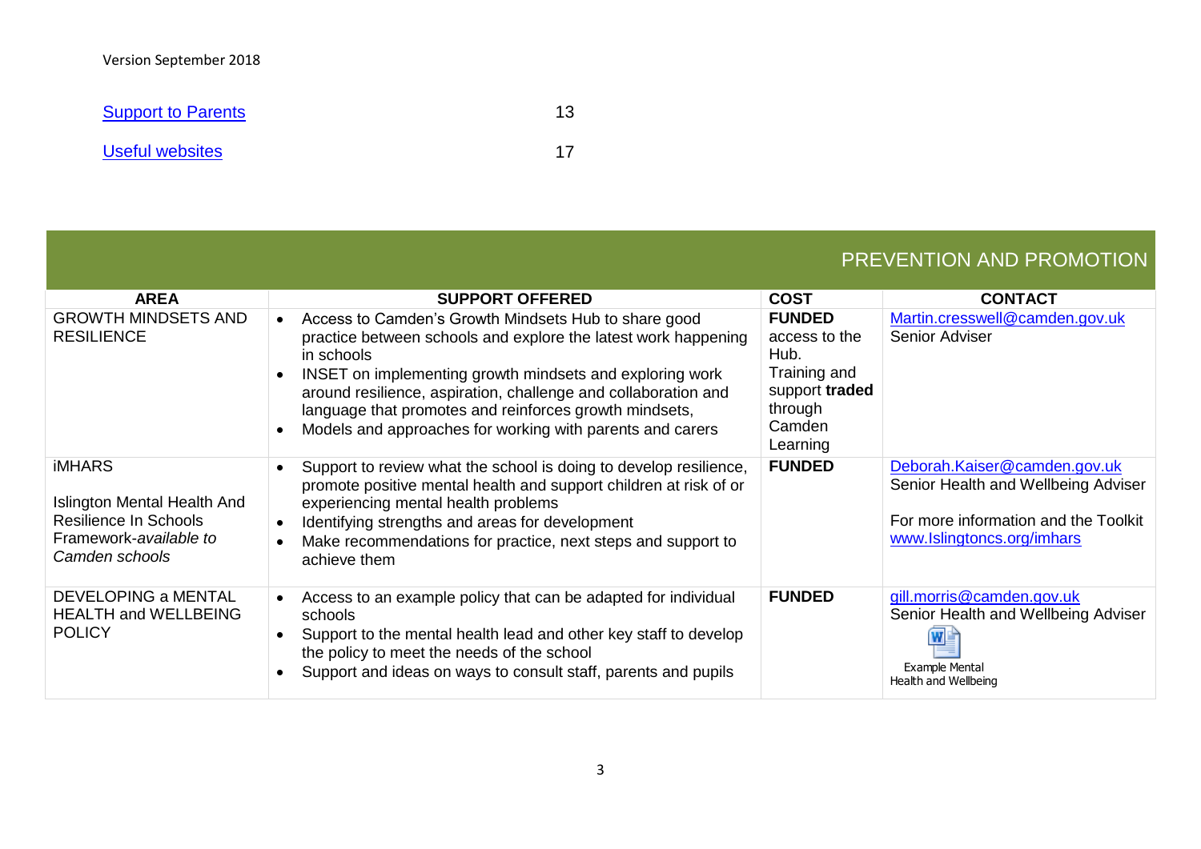Version September 2018

[Support to Parents](#) 13

[Useful websites](#) 17

## PREVENTION AND PROMOTION

| AREA | SUPPORT OFFERED | COST | CONTACT |
|---|---|---|---|
| GROWTH MINDSETS AND RESILIENCE | • Access to Camden's Growth Mindsets Hub to share good practice between schools and explore the latest work happening in schools<br>• INSET on implementing growth mindsets and exploring work around resilience, aspiration, challenge and collaboration and language that promotes and reinforces growth mindsets,<br>• Models and approaches for working with parents and carers | **FUNDED** access to the Hub. Training and support **traded** through Camden Learning | Martin.cresswell@camden.gov.uk<br>Senior Adviser |
| iMHARS<br><br>Islington Mental Health And Resilience In Schools Framework-*available to Camden schools* | • Support to review what the school is doing to develop resilience, promote positive mental health and support children at risk of or experiencing mental health problems<br>• Identifying strengths and areas for development<br>• Make recommendations for practice, next steps and support to achieve them | **FUNDED** | Deborah.Kaiser@camden.gov.uk<br>Senior Health and Wellbeing Adviser<br><br>For more information and the Toolkit www.Islingtoncs.org/imhars |
| DEVELOPING a MENTAL HEALTH and WELLBEING POLICY | • Access to an example policy that can be adapted for individual schools<br>• Support to the mental health lead and other key staff to develop the policy to meet the needs of the school<br>• Support and ideas on ways to consult staff, parents and pupils | **FUNDED** | gill.morris@camden.gov.uk<br>Senior Health and Wellbeing Adviser<br><br>Example Mental Health and Wellbeing |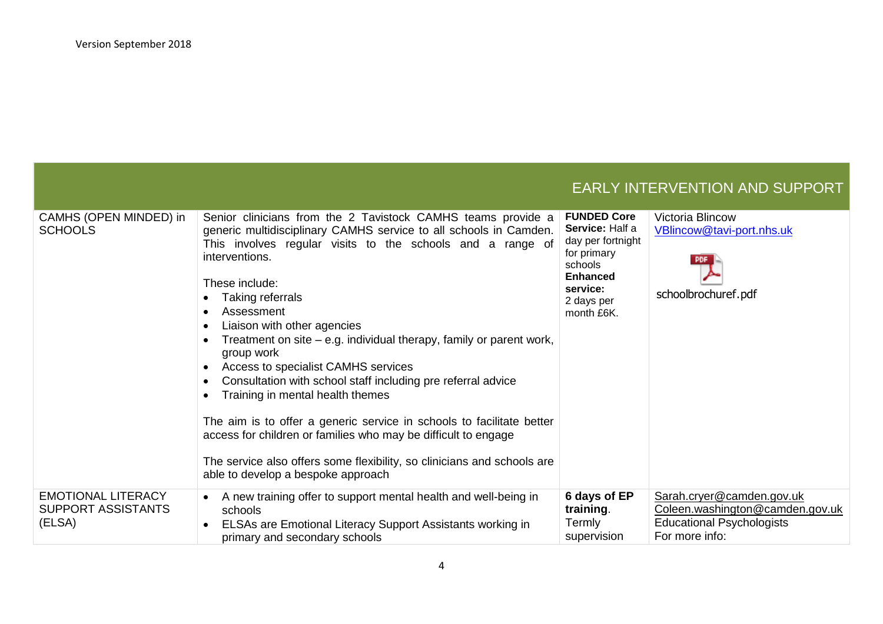Version September 2018

| | | | EARLY INTERVENTION AND SUPPORT |
|---|---|---|---|
| CAMHS (OPEN MINDED) in SCHOOLS | Senior clinicians from the 2 Tavistock CAMHS teams provide a generic multidisciplinary CAMHS service to all schools in Camden. This involves regular visits to the schools and a range of interventions.<br><br>These include:<br>• Taking referrals<br>• Assessment<br>• Liaison with other agencies<br>• Treatment on site – e.g. individual therapy, family or parent work, group work<br>• Access to specialist CAMHS services<br>• Consultation with school staff including pre referral advice<br>• Training in mental health themes<br><br>The aim is to offer a generic service in schools to facilitate better access for children or families who may be difficult to engage<br><br>The service also offers some flexibility, so clinicians and schools are able to develop a bespoke approach | **FUNDED Core Service:** Half a day per fortnight for primary schools<br>**Enhanced service:** 2 days per month £6K. | Victoria Blincow<br>VBlincow@tavi-port.nhs.uk<br><br>schoolbrochuref.pdf |
| EMOTIONAL LITERACY SUPPORT ASSISTANTS (ELSA) | • A new training offer to support mental health and well-being in schools<br>• ELSAs are Emotional Literacy Support Assistants working in primary and secondary schools | **6 days of EP training**. Termly supervision | Sarah.cryer@camden.gov.uk<br>Coleen.washington@camden.gov.uk<br>Educational Psychologists<br>For more info: |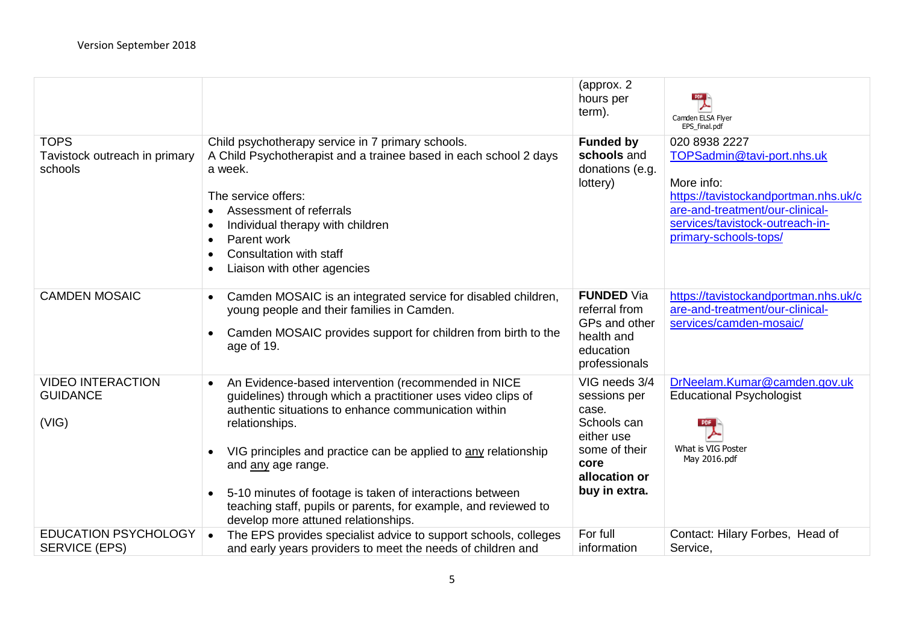| | | | |
|---|---|---|---|
| | | (approx. 2 hours per term). | Camden ELSA Flyer EPS_final.pdf |
| TOPS<br>Tavistock outreach in primary schools | Child psychotherapy service in 7 primary schools.<br>A Child Psychotherapist and a trainee based in each school 2 days a week.<br><br>The service offers:<br>• Assessment of referrals<br>• Individual therapy with children<br>• Parent work<br>• Consultation with staff<br>• Liaison with other agencies | **Funded by schools** and donations (e.g. lottery) | 020 8938 2227<br>TOPSadmin@tavi-port.nhs.uk<br><br>More info:<br>https://tavistockandportman.nhs.uk/care-and-treatment/our-clinical-services/tavistock-outreach-in-primary-schools-tops/ |
| CAMDEN MOSAIC | • Camden MOSAIC is an integrated service for disabled children, young people and their families in Camden.<br>• Camden MOSAIC provides support for children from birth to the age of 19. | **FUNDED** Via referral from GPs and other health and education professionals | https://tavistockandportman.nhs.uk/care-and-treatment/our-clinical-services/camden-mosaic/ |
| VIDEO INTERACTION GUIDANCE<br><br>(VIG) | • An Evidence-based intervention (recommended in NICE guidelines) through which a practitioner uses video clips of authentic situations to enhance communication within relationships.<br>• VIG principles and practice can be applied to any relationship and any age range.<br>• 5-10 minutes of footage is taken of interactions between teaching staff, pupils or parents, for example, and reviewed to develop more attuned relationships. | VIG needs 3/4 sessions per case.<br>Schools can either use some of their **core allocation or buy in extra.** | DrNeelam.Kumar@camden.gov.uk<br>Educational Psychologist<br><br>What is VIG Poster May 2016.pdf |
| EDUCATION PSYCHOLOGY SERVICE (EPS) | • The EPS provides specialist advice to support schools, colleges and early years providers to meet the needs of children and | For full information | Contact: Hilary Forbes, Head of Service, |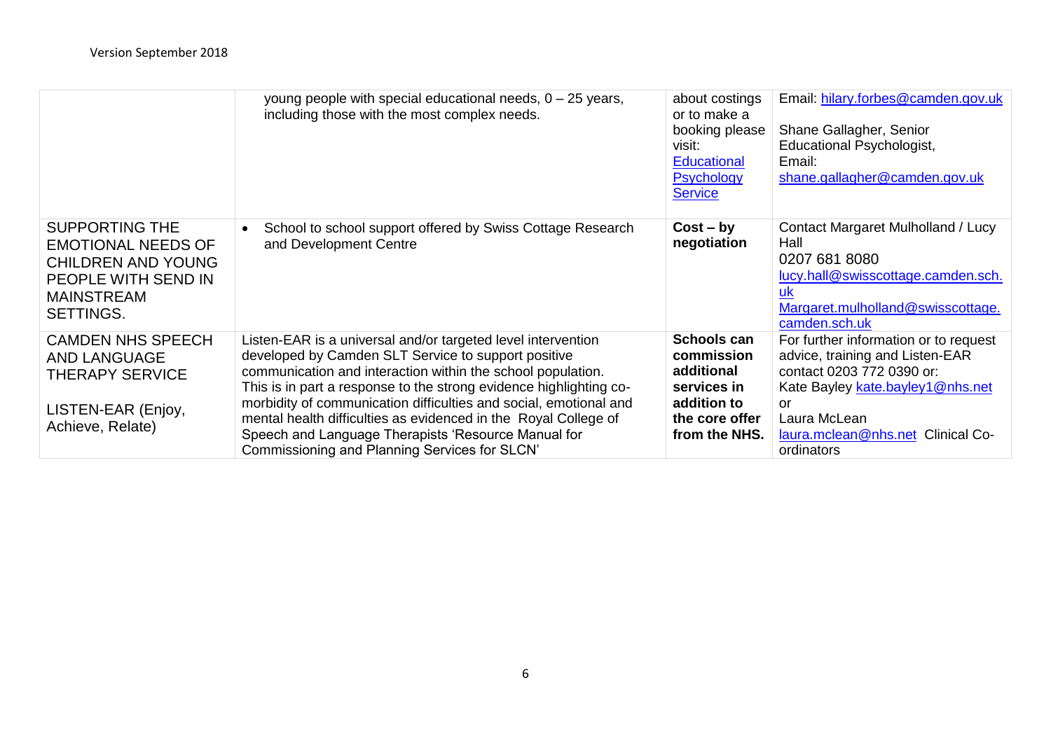| | | | |
|---|---|---|---|
| | young people with special educational needs, 0 – 25 years, including those with the most complex needs. | about costings or to make a booking please visit: Educational Psychology Service | Email: hilary.forbes@camden.gov.uk<br><br>Shane Gallagher, Senior Educational Psychologist, Email: shane.gallagher@camden.gov.uk |
| SUPPORTING THE EMOTIONAL NEEDS OF CHILDREN AND YOUNG PEOPLE WITH SEND IN MAINSTREAM SETTINGS. | • School to school support offered by Swiss Cottage Research and Development Centre | **Cost – by negotiation** | Contact Margaret Mulholland / Lucy Hall<br>0207 681 8080<br>lucy.hall@swisscottage.camden.sch.uk<br>Margaret.mulholland@swisscottage.camden.sch.uk |
| CAMDEN NHS SPEECH AND LANGUAGE THERAPY SERVICE<br><br>LISTEN-EAR (Enjoy, Achieve, Relate) | Listen-EAR is a universal and/or targeted level intervention developed by Camden SLT Service to support positive communication and interaction within the school population. This is in part a response to the strong evidence highlighting co-morbidity of communication difficulties and social, emotional and mental health difficulties as evidenced in the Royal College of Speech and Language Therapists 'Resource Manual for Commissioning and Planning Services for SLCN' | **Schools can commission additional services in addition to the core offer from the NHS.** | For further information or to request advice, training and Listen-EAR contact 0203 772 0390 or:<br>Kate Bayley kate.bayley1@nhs.net or<br>Laura McLean laura.mclean@nhs.net Clinical Co-ordinators |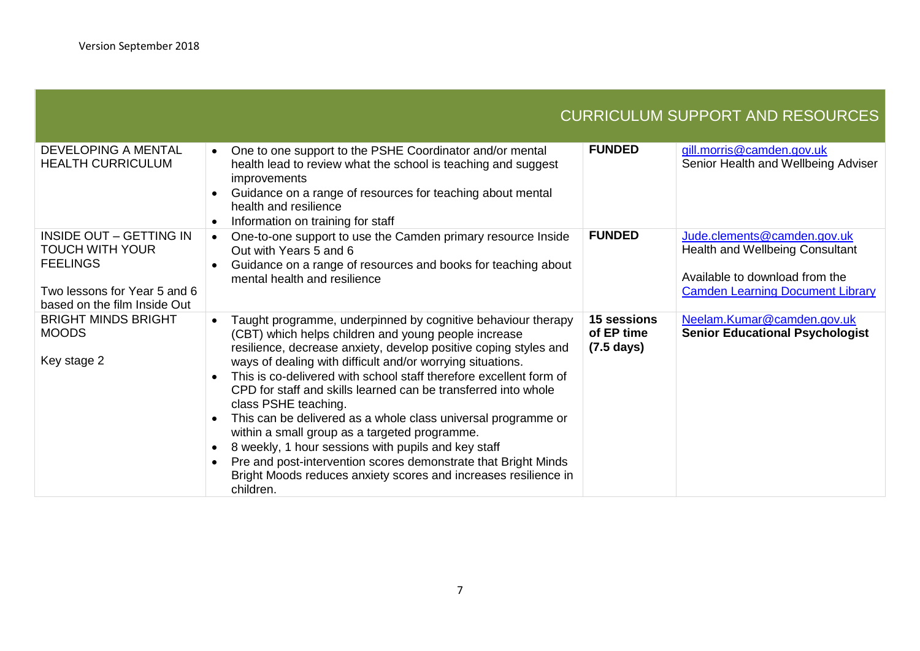## CURRICULUM SUPPORT AND RESOURCES

| | | | |
|---|---|---|---|
| DEVELOPING A MENTAL HEALTH CURRICULUM | • One to one support to the PSHE Coordinator and/or mental health lead to review what the school is teaching and suggest improvements<br>• Guidance on a range of resources for teaching about mental health and resilience<br>• Information on training for staff | **FUNDED** | gill.morris@camden.gov.uk<br>Senior Health and Wellbeing Adviser |
| INSIDE OUT – GETTING IN TOUCH WITH YOUR FEELINGS<br><br>Two lessons for Year 5 and 6 based on the film Inside Out | • One-to-one support to use the Camden primary resource Inside Out with Years 5 and 6<br>• Guidance on a range of resources and books for teaching about mental health and resilience | **FUNDED** | Jude.clements@camden.gov.uk<br>Health and Wellbeing Consultant<br><br>Available to download from the Camden Learning Document Library |
| BRIGHT MINDS BRIGHT MOODS<br><br>Key stage 2 | • Taught programme, underpinned by cognitive behaviour therapy (CBT) which helps children and young people increase resilience, decrease anxiety, develop positive coping styles and ways of dealing with difficult and/or worrying situations.<br>• This is co-delivered with school staff therefore excellent form of CPD for staff and skills learned can be transferred into whole class PSHE teaching.<br>• This can be delivered as a whole class universal programme or within a small group as a targeted programme.<br>• 8 weekly, 1 hour sessions with pupils and key staff<br>• Pre and post-intervention scores demonstrate that Bright Minds Bright Moods reduces anxiety scores and increases resilience in children. | **15 sessions of EP time (7.5 days)** | Neelam.Kumar@camden.gov.uk<br>**Senior Educational Psychologist** |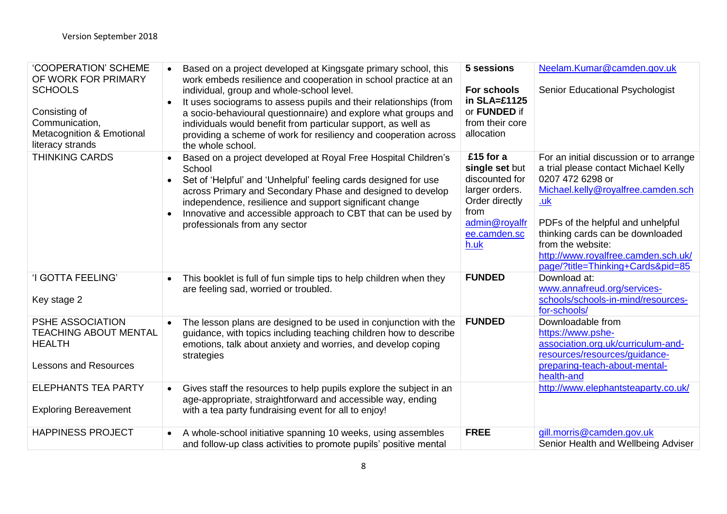| | | | |
|---|---|---|---|
| 'COOPERATION' SCHEME OF WORK FOR PRIMARY SCHOOLS<br><br>Consisting of Communication, Metacognition & Emotional literacy strands | • Based on a project developed at Kingsgate primary school, this work embeds resilience and cooperation in school practice at an individual, group and whole-school level.<br>• It uses sociograms to assess pupils and their relationships (from a socio-behavioural questionnaire) and explore what groups and individuals would benefit from particular support, as well as providing a scheme of work for resiliency and cooperation across the whole school. | **5 sessions**<br><br>**For schools in SLA=£1125** or **FUNDED** if from their core allocation | Neelam.Kumar@camden.gov.uk<br><br>Senior Educational Psychologist |
| THINKING CARDS | • Based on a project developed at Royal Free Hospital Children's School<br>• Set of 'Helpful' and 'Unhelpful' feeling cards designed for use across Primary and Secondary Phase and designed to develop independence, resilience and support significant change<br>• Innovative and accessible approach to CBT that can be used by professionals from any sector | **£15 for a single set** but discounted for larger orders. Order directly from admin@royalfree.camden.sch.uk | For an initial discussion or to arrange a trial please contact Michael Kelly 0207 472 6298 or Michael.kelly@royalfree.camden.sch.uk<br><br>PDFs of the helpful and unhelpful thinking cards can be downloaded from the website: http://www.royalfree.camden.sch.uk/page/?title=Thinking+Cards&pid=85 |
| 'I GOTTA FEELING'<br><br>Key stage 2 | • This booklet is full of fun simple tips to help children when they are feeling sad, worried or troubled. | **FUNDED** | Download at: www.annafreud.org/services-schools/schools-in-mind/resources-for-schools/ |
| PSHE ASSOCIATION TEACHING ABOUT MENTAL HEALTH<br><br>Lessons and Resources | • The lesson plans are designed to be used in conjunction with the guidance, with topics including teaching children how to describe emotions, talk about anxiety and worries, and develop coping strategies | **FUNDED** | Downloadable from https://www.pshe-association.org.uk/curriculum-and-resources/resources/guidance-preparing-teach-about-mental-health-and |
| ELEPHANTS TEA PARTY<br><br>Exploring Bereavement | • Gives staff the resources to help pupils explore the subject in an age-appropriate, straightforward and accessible way, ending with a tea party fundraising event for all to enjoy! | | http://www.elephantsteaparty.co.uk/ |
| HAPPINESS PROJECT | • A whole-school initiative spanning 10 weeks, using assembles and follow-up class activities to promote pupils' positive mental | **FREE** | gill.morris@camden.gov.uk<br>Senior Health and Wellbeing Adviser |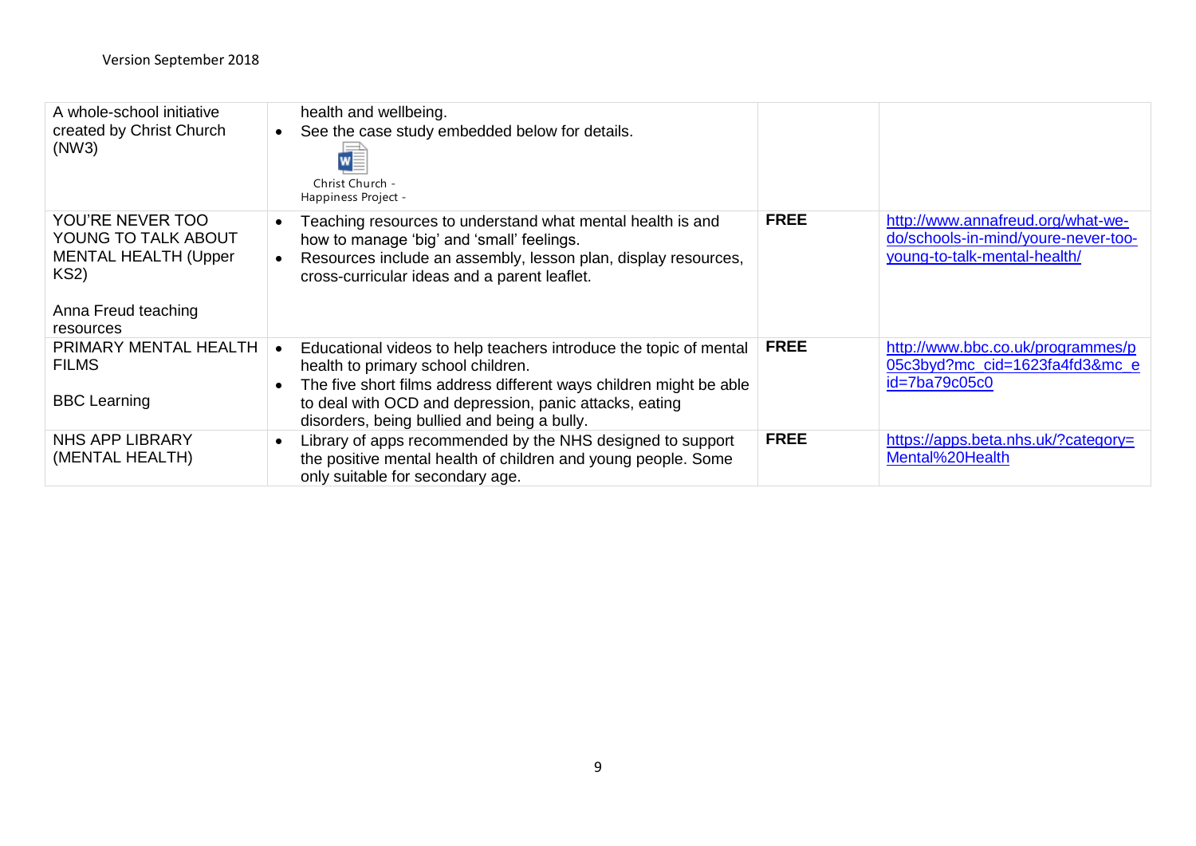| | | | |
|---|---|---|---|
| A whole-school initiative created by Christ Church (NW3) | health and wellbeing.<br>• See the case study embedded below for details.<br>Christ Church - Happiness Project - | | |
| YOU'RE NEVER TOO YOUNG TO TALK ABOUT MENTAL HEALTH (Upper KS2)<br><br>Anna Freud teaching resources | • Teaching resources to understand what mental health is and how to manage 'big' and 'small' feelings.<br>• Resources include an assembly, lesson plan, display resources, cross-curricular ideas and a parent leaflet. | **FREE** | http://www.annafreud.org/what-we-do/schools-in-mind/youre-never-too-young-to-talk-mental-health/ |
| PRIMARY MENTAL HEALTH FILMS<br><br>BBC Learning | • Educational videos to help teachers introduce the topic of mental health to primary school children.<br>• The five short films address different ways children might be able to deal with OCD and depression, panic attacks, eating disorders, being bullied and being a bully. | **FREE** | http://www.bbc.co.uk/programmes/p05c3byd?mc_cid=1623fa4fd3&mc_eid=7ba79c05c0 |
| NHS APP LIBRARY (MENTAL HEALTH) | • Library of apps recommended by the NHS designed to support the positive mental health of children and young people. Some only suitable for secondary age. | **FREE** | https://apps.beta.nhs.uk/?category=Mental%20Health |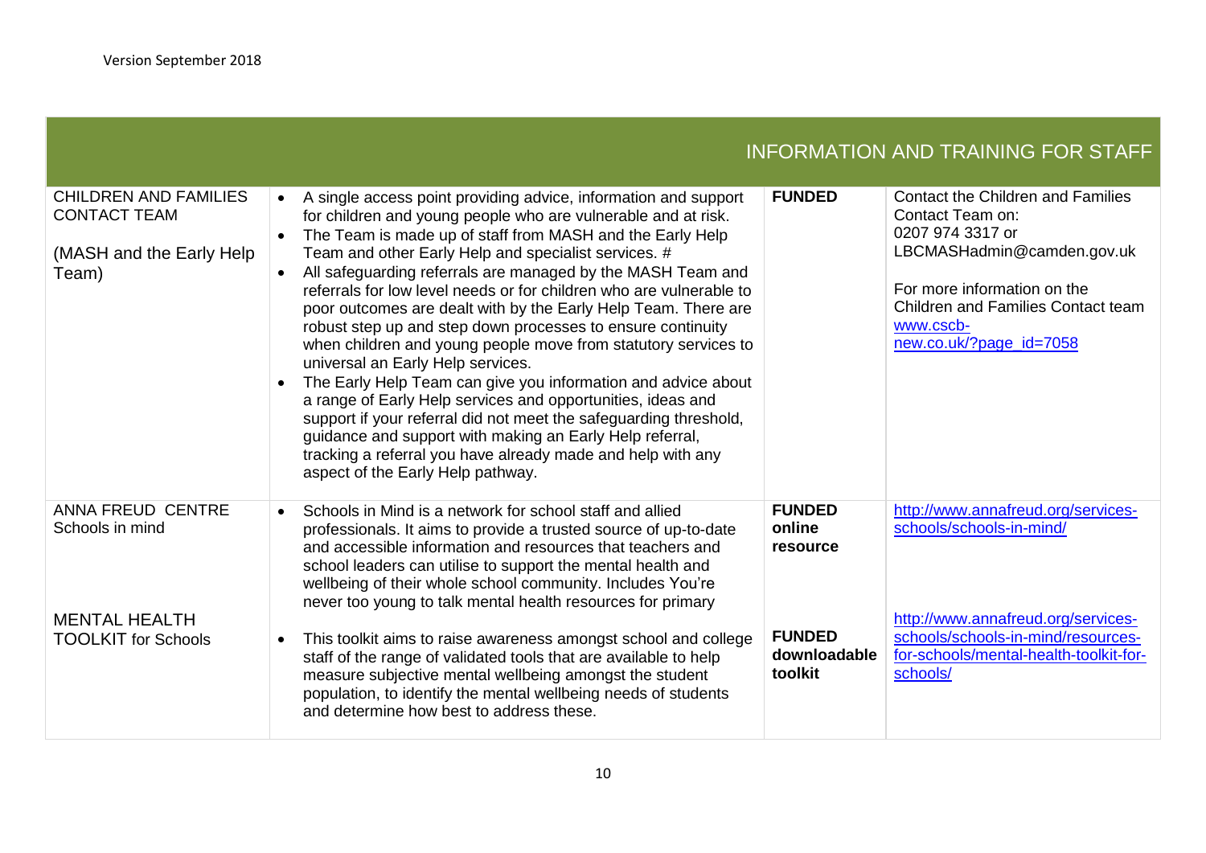## INFORMATION AND TRAINING FOR STAFF

| | | | |
|---|---|---|---|
| CHILDREN AND FAMILIES CONTACT TEAM<br><br>(MASH and the Early Help Team) | • A single access point providing advice, information and support for children and young people who are vulnerable and at risk.<br>• The Team is made up of staff from MASH and the Early Help Team and other Early Help and specialist services. #<br>• All safeguarding referrals are managed by the MASH Team and referrals for low level needs or for children who are vulnerable to poor outcomes are dealt with by the Early Help Team. There are robust step up and step down processes to ensure continuity when children and young people move from statutory services to universal an Early Help services.<br>• The Early Help Team can give you information and advice about a range of Early Help services and opportunities, ideas and support if your referral did not meet the safeguarding threshold, guidance and support with making an Early Help referral, tracking a referral you have already made and help with any aspect of the Early Help pathway. | **FUNDED** | Contact the Children and Families Contact Team on:<br>0207 974 3317 or<br>LBCMASHadmin@camden.gov.uk<br><br>For more information on the Children and Families Contact team<br>www.cscb-new.co.uk/?page_id=7058 |
| ANNA FREUD CENTRE<br>Schools in mind | • Schools in Mind is a network for school staff and allied professionals. It aims to provide a trusted source of up-to-date and accessible information and resources that teachers and school leaders can utilise to support the mental health and wellbeing of their whole school community. Includes You're never too young to talk mental health resources for primary | **FUNDED online resource** | http://www.annafreud.org/services-schools/schools-in-mind/ |
| MENTAL HEALTH TOOLKIT for Schools | • This toolkit aims to raise awareness amongst school and college staff of the range of validated tools that are available to help measure subjective mental wellbeing amongst the student population, to identify the mental wellbeing needs of students and determine how best to address these. | **FUNDED downloadable toolkit** | http://www.annafreud.org/services-schools/schools-in-mind/resources-for-schools/mental-health-toolkit-for-schools/ |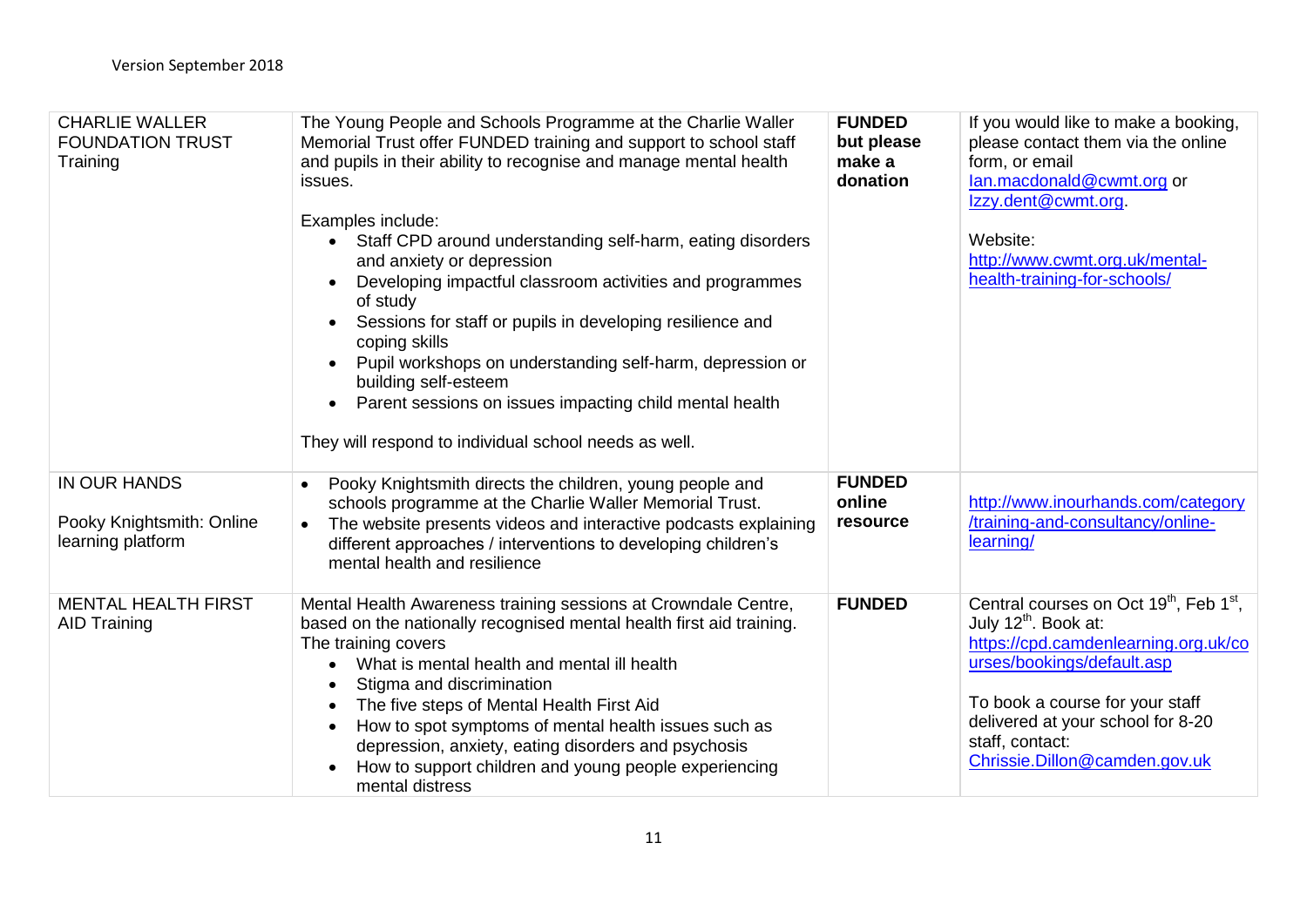| | | | |
|---|---|---|---|
| CHARLIE WALLER FOUNDATION TRUST Training | The Young People and Schools Programme at the Charlie Waller Memorial Trust offer FUNDED training and support to school staff and pupils in their ability to recognise and manage mental health issues.<br><br>Examples include:<br>• Staff CPD around understanding self-harm, eating disorders and anxiety or depression<br>• Developing impactful classroom activities and programmes of study<br>• Sessions for staff or pupils in developing resilience and coping skills<br>• Pupil workshops on understanding self-harm, depression or building self-esteem<br>• Parent sessions on issues impacting child mental health<br><br>They will respond to individual school needs as well. | **FUNDED but please make a donation** | If you would like to make a booking, please contact them via the online form, or email Ian.macdonald@cwmt.org or Izzy.dent@cwmt.org.<br><br>Website: http://www.cwmt.org.uk/mental-health-training-for-schools/ |
| IN OUR HANDS<br><br>Pooky Knightsmith: Online learning platform | • Pooky Knightsmith directs the children, young people and schools programme at the Charlie Waller Memorial Trust.<br>• The website presents videos and interactive podcasts explaining different approaches / interventions to developing children's mental health and resilience | **FUNDED online resource** | http://www.inourhands.com/category/training-and-consultancy/online-learning/ |
| MENTAL HEALTH FIRST AID Training | Mental Health Awareness training sessions at Crowndale Centre, based on the nationally recognised mental health first aid training. The training covers<br>• What is mental health and mental ill health<br>• Stigma and discrimination<br>• The five steps of Mental Health First Aid<br>• How to spot symptoms of mental health issues such as depression, anxiety, eating disorders and psychosis<br>• How to support children and young people experiencing mental distress | **FUNDED** | Central courses on Oct 19th, Feb 1st, July 12th. Book at: https://cpd.camdenlearning.org.uk/courses/bookings/default.asp<br><br>To book a course for your staff delivered at your school for 8-20 staff, contact: Chrissie.Dillon@camden.gov.uk |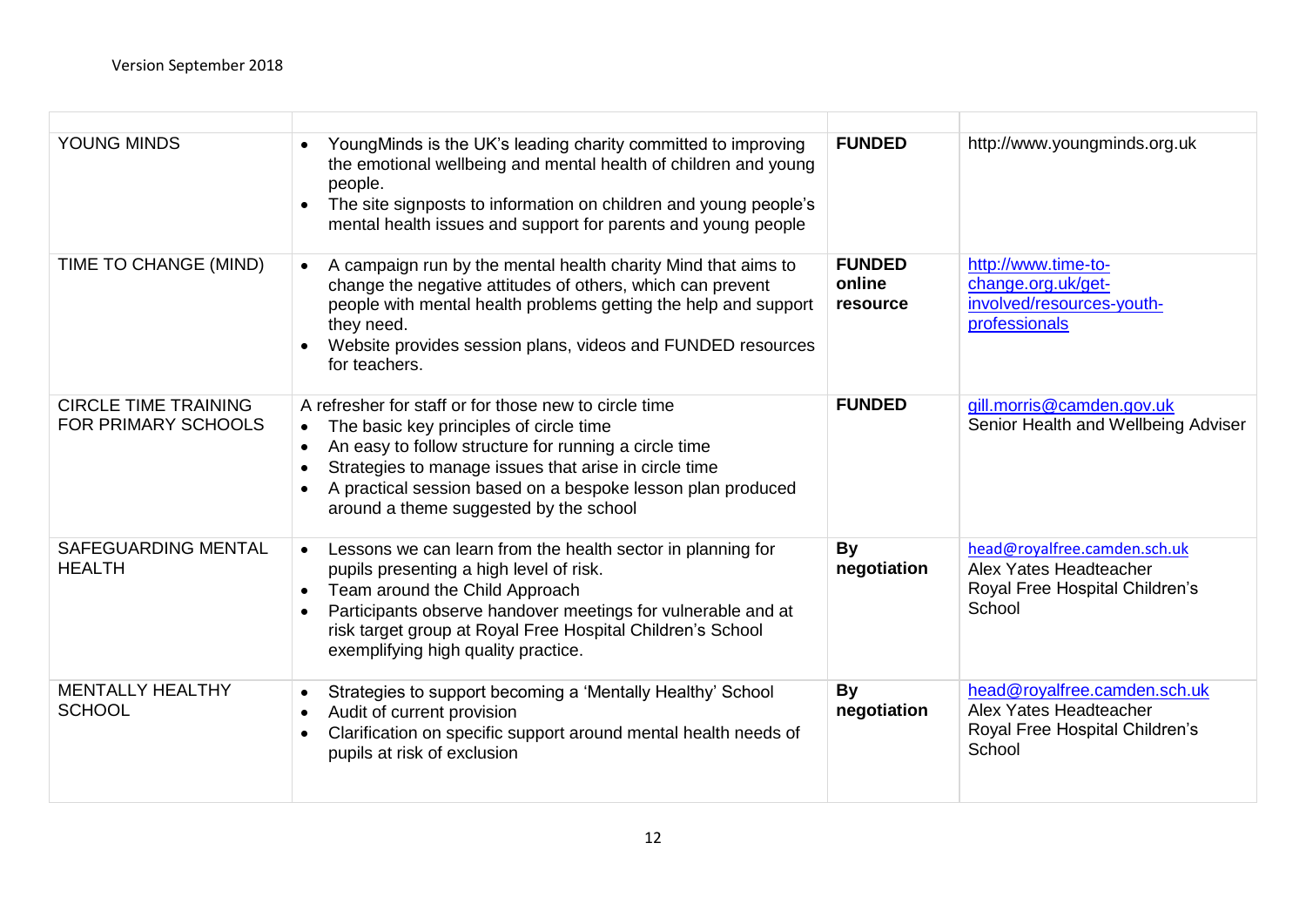| | | | |
|---|---|---|---|
| YOUNG MINDS | • YoungMinds is the UK's leading charity committed to improving the emotional wellbeing and mental health of children and young people.<br>• The site signposts to information on children and young people's mental health issues and support for parents and young people | **FUNDED** | http://www.youngminds.org.uk |
| TIME TO CHANGE (MIND) | • A campaign run by the mental health charity Mind that aims to change the negative attitudes of others, which can prevent people with mental health problems getting the help and support they need.<br>• Website provides session plans, videos and FUNDED resources for teachers. | **FUNDED online resource** | http://www.time-to-change.org.uk/get-involved/resources-youth-professionals |
| CIRCLE TIME TRAINING FOR PRIMARY SCHOOLS | A refresher for staff or for those new to circle time<br>• The basic key principles of circle time<br>• An easy to follow structure for running a circle time<br>• Strategies to manage issues that arise in circle time<br>• A practical session based on a bespoke lesson plan produced around a theme suggested by the school | **FUNDED** | gill.morris@camden.gov.uk<br>Senior Health and Wellbeing Adviser |
| SAFEGUARDING MENTAL HEALTH | • Lessons we can learn from the health sector in planning for pupils presenting a high level of risk.<br>• Team around the Child Approach<br>• Participants observe handover meetings for vulnerable and at risk target group at Royal Free Hospital Children's School exemplifying high quality practice. | **By negotiation** | head@royalfree.camden.sch.uk<br>Alex Yates Headteacher<br>Royal Free Hospital Children's School |
| MENTALLY HEALTHY SCHOOL | • Strategies to support becoming a 'Mentally Healthy' School<br>• Audit of current provision<br>• Clarification on specific support around mental health needs of pupils at risk of exclusion | **By negotiation** | head@royalfree.camden.sch.uk<br>Alex Yates Headteacher<br>Royal Free Hospital Children's School |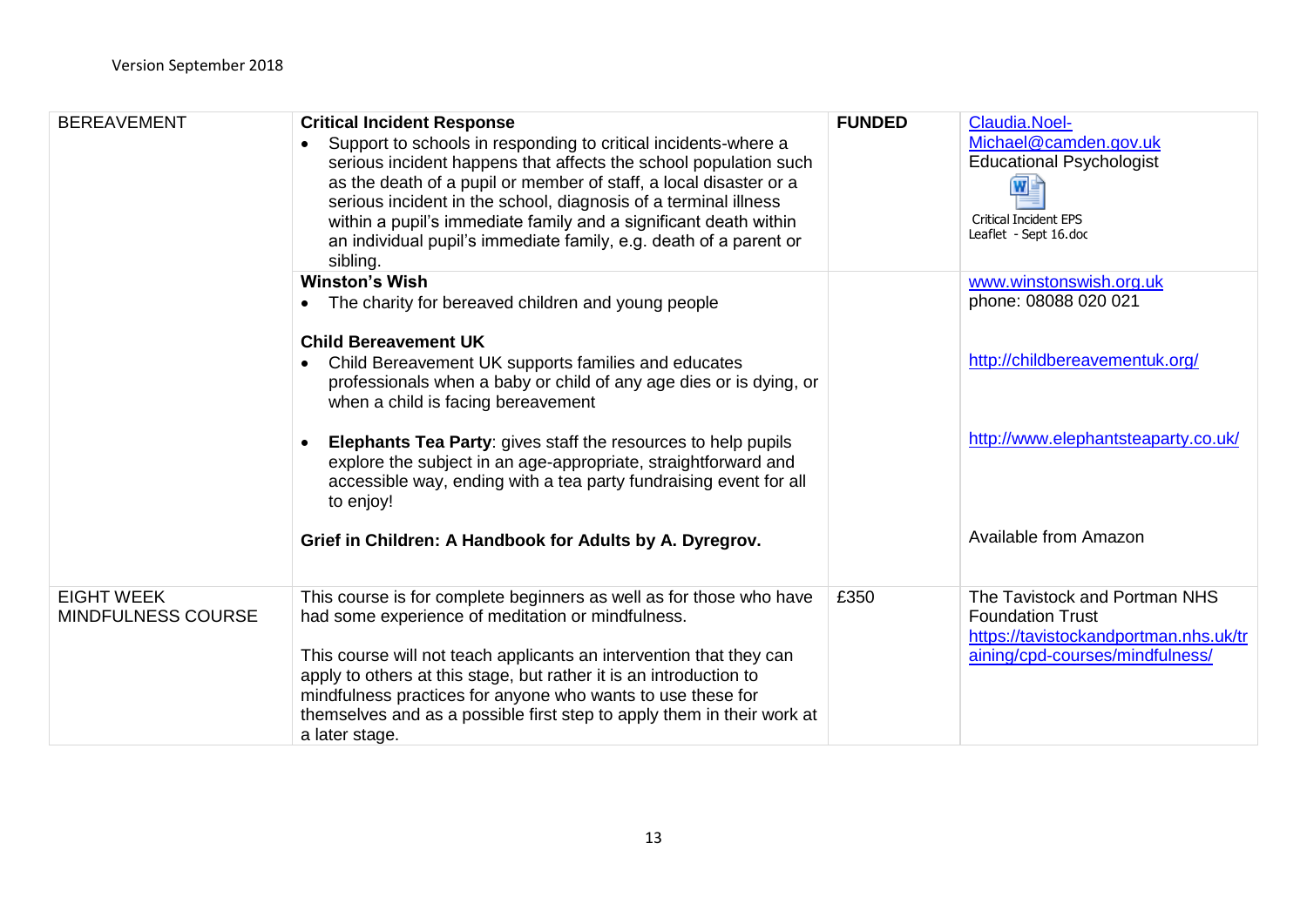| BEREAVEMENT | **Critical Incident Response**<br>• Support to schools in responding to critical incidents-where a serious incident happens that affects the school population such as the death of a pupil or member of staff, a local disaster or a serious incident in the school, diagnosis of a terminal illness within a pupil's immediate family and a significant death within an individual pupil's immediate family, e.g. death of a parent or sibling. | **FUNDED** | Claudia.Noel-Michael@camden.gov.uk<br>Educational Psychologist<br>Critical Incident EPS Leaflet - Sept 16.doc |
|---|---|---|---|
| | **Winston's Wish**<br>• The charity for bereaved children and young people<br><br>**Child Bereavement UK**<br>• Child Bereavement UK supports families and educates professionals when a baby or child of any age dies or is dying, or when a child is facing bereavement<br><br>• **Elephants Tea Party**: gives staff the resources to help pupils explore the subject in an age-appropriate, straightforward and accessible way, ending with a tea party fundraising event for all to enjoy!<br><br>**Grief in Children: A Handbook for Adults by A. Dyregrov.** | | www.winstonswish.org.uk<br>phone: 08088 020 021<br><br>http://childbereavementuk.org/<br><br>http://www.elephantsteaparty.co.uk/<br><br>Available from Amazon |
| EIGHT WEEK MINDFULNESS COURSE | This course is for complete beginners as well as for those who have had some experience of meditation or mindfulness.<br><br>This course will not teach applicants an intervention that they can apply to others at this stage, but rather it is an introduction to mindfulness practices for anyone who wants to use these for themselves and as a possible first step to apply them in their work at a later stage. | £350 | The Tavistock and Portman NHS Foundation Trust<br>https://tavistockandportman.nhs.uk/training/cpd-courses/mindfulness/ |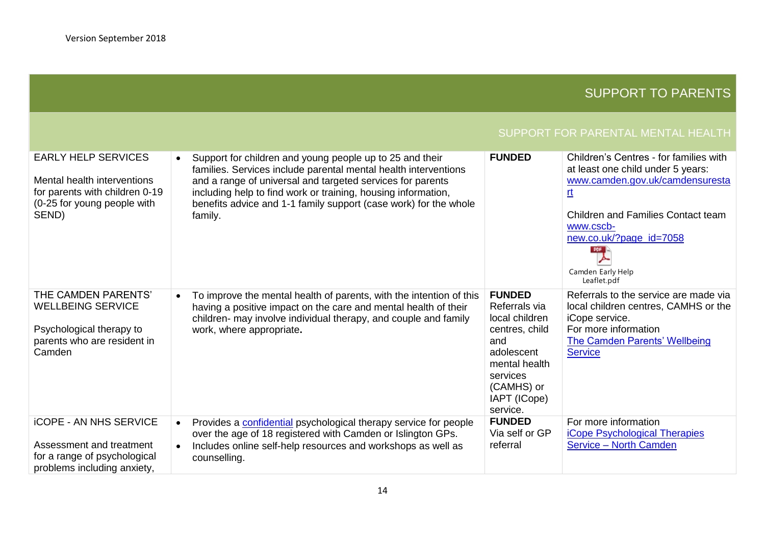Version September 2018

## SUPPORT TO PARENTS

### SUPPORT FOR PARENTAL MENTAL HEALTH

| | | | |
|---|---|---|---|
| EARLY HELP SERVICES<br><br>Mental health interventions for parents with children 0-19 (0-25 for young people with SEND) | • Support for children and young people up to 25 and their families. Services include parental mental health interventions and a range of universal and targeted services for parents including help to find work or training, housing information, benefits advice and 1-1 family support (case work) for the whole family. | **FUNDED** | Children's Centres - for families with at least one child under 5 years: www.camden.gov.uk/camdensurestart<br><br>Children and Families Contact team www.cscb-new.co.uk/?page_id=7058<br><br>Camden Early Help Leaflet.pdf |
| THE CAMDEN PARENTS' WELLBEING SERVICE<br><br>Psychological therapy to parents who are resident in Camden | • To improve the mental health of parents, with the intention of this having a positive impact on the care and mental health of their children- may involve individual therapy, and couple and family work, where appropriate. | **FUNDED** Referrals via local children centres, child and adolescent mental health services (CAMHS) or IAPT (ICope) service. | Referrals to the service are made via local children centres, CAMHS or the iCope service.<br>For more information The Camden Parents' Wellbeing Service |
| iCOPE - AN NHS SERVICE<br><br>Assessment and treatment for a range of psychological problems including anxiety, | • Provides a confidential psychological therapy service for people over the age of 18 registered with Camden or Islington GPs.<br>• Includes online self-help resources and workshops as well as counselling. | **FUNDED** Via self or GP referral | For more information iCope Psychological Therapies Service – North Camden |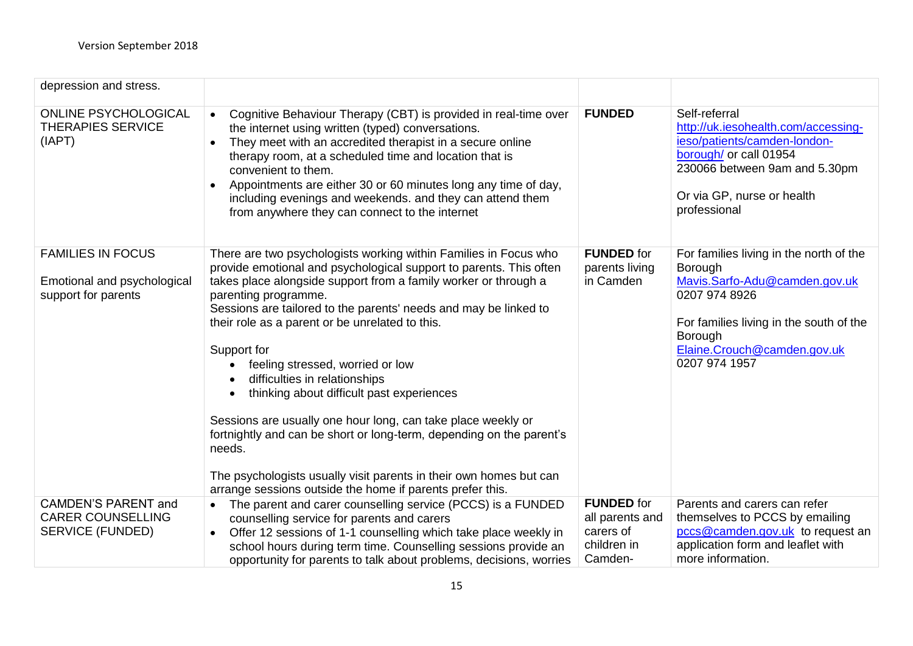| | | | |
|---|---|---|---|
| depression and stress. | | | |
| ONLINE PSYCHOLOGICAL THERAPIES SERVICE (IAPT) | • Cognitive Behaviour Therapy (CBT) is provided in real-time over the internet using written (typed) conversations.<br>• They meet with an accredited therapist in a secure online therapy room, at a scheduled time and location that is convenient to them.<br>• Appointments are either 30 or 60 minutes long any time of day, including evenings and weekends. and they can attend them from anywhere they can connect to the internet | **FUNDED** | Self-referral<br>http://uk.iesohealth.com/accessing-ieso/patients/camden-london-borough/ or call 01954 230066 between 9am and 5.30pm<br><br>Or via GP, nurse or health professional |
| FAMILIES IN FOCUS<br><br>Emotional and psychological support for parents | There are two psychologists working within Families in Focus who provide emotional and psychological support to parents. This often takes place alongside support from a family worker or through a parenting programme.<br>Sessions are tailored to the parents' needs and may be linked to their role as a parent or be unrelated to this.<br><br>Support for<br>• feeling stressed, worried or low<br>• difficulties in relationships<br>• thinking about difficult past experiences<br><br>Sessions are usually one hour long, can take place weekly or fortnightly and can be short or long-term, depending on the parent's needs.<br><br>The psychologists usually visit parents in their own homes but can arrange sessions outside the home if parents prefer this. | **FUNDED** for parents living in Camden | For families living in the north of the Borough<br>Mavis.Sarfo-Adu@camden.gov.uk<br>0207 974 8926<br><br>For families living in the south of the Borough<br>Elaine.Crouch@camden.gov.uk<br>0207 974 1957 |
| CAMDEN'S PARENT and CARER COUNSELLING SERVICE (FUNDED) | • The parent and carer counselling service (PCCS) is a FUNDED counselling service for parents and carers<br>• Offer 12 sessions of 1-1 counselling which take place weekly in school hours during term time. Counselling sessions provide an opportunity for parents to talk about problems, decisions, worries | **FUNDED** for all parents and carers of children in Camden- | Parents and carers can refer themselves to PCCS by emailing pccs@camden.gov.uk to request an application form and leaflet with more information. |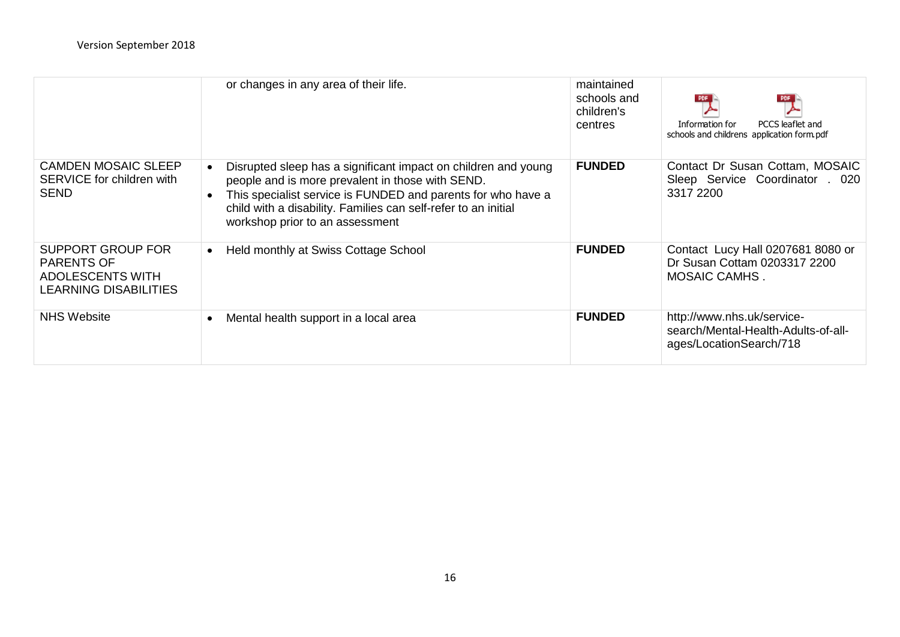| | | | |
|---|---|---|---|
| | or changes in any area of their life. | maintained schools and children's centres | Information for schools and childrens PCCS leaflet and application form.pdf |
| CAMDEN MOSAIC SLEEP SERVICE for children with SEND | • Disrupted sleep has a significant impact on children and young people and is more prevalent in those with SEND.<br>• This specialist service is FUNDED and parents for who have a child with a disability. Families can self-refer to an initial workshop prior to an assessment | **FUNDED** | Contact Dr Susan Cottam, MOSAIC Sleep Service Coordinator . 020 3317 2200 |
| SUPPORT GROUP FOR PARENTS OF ADOLESCENTS WITH LEARNING DISABILITIES | • Held monthly at Swiss Cottage School | **FUNDED** | Contact Lucy Hall 0207681 8080 or Dr Susan Cottam 0203317 2200 MOSAIC CAMHS . |
| NHS Website | • Mental health support in a local area | **FUNDED** | http://www.nhs.uk/service-search/Mental-Health-Adults-of-all-ages/LocationSearch/718 |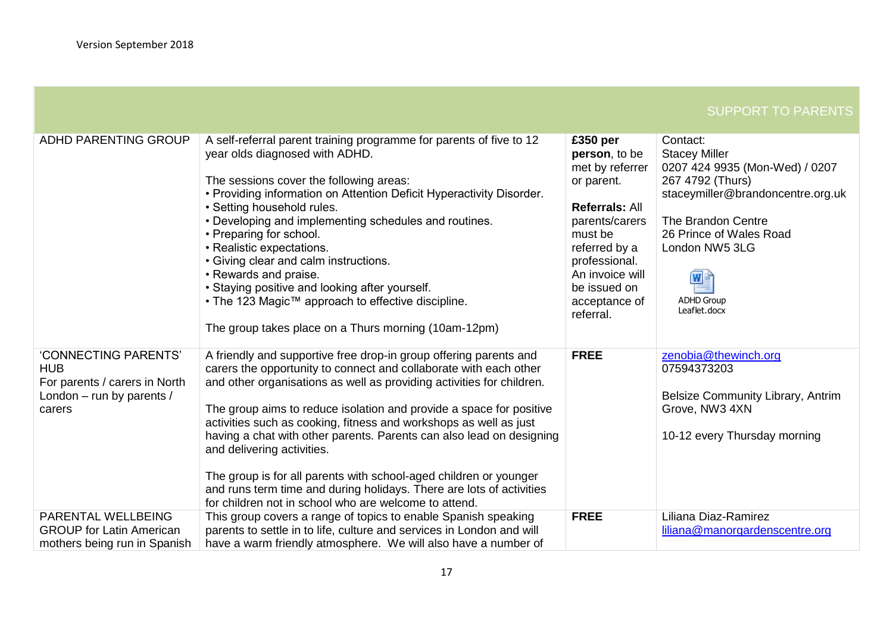Version September 2018

| | | | SUPPORT TO PARENTS |
|---|---|---|---|
| ADHD PARENTING GROUP | A self-referral parent training programme for parents of five to 12 year olds diagnosed with ADHD.<br><br>The sessions cover the following areas:<br>• Providing information on Attention Deficit Hyperactivity Disorder.<br>• Setting household rules.<br>• Developing and implementing schedules and routines.<br>• Preparing for school.<br>• Realistic expectations.<br>• Giving clear and calm instructions.<br>• Rewards and praise.<br>• Staying positive and looking after yourself.<br>• The 123 Magic™ approach to effective discipline.<br><br>The group takes place on a Thurs morning (10am-12pm) | **£350 per person**, to be met by referrer or parent.<br><br>**Referrals:** All parents/carers must be referred by a professional. An invoice will be issued on acceptance of referral. | Contact:<br>Stacey Miller<br>0207 424 9935 (Mon-Wed) / 0207 267 4792 (Thurs)<br>staceymiller@brandoncentre.org.uk<br><br>The Brandon Centre<br>26 Prince of Wales Road<br>London NW5 3LG<br><br>ADHD Group Leaflet.docx |
| 'CONNECTING PARENTS' HUB<br>For parents / carers in North London – run by parents / carers | A friendly and supportive free drop-in group offering parents and carers the opportunity to connect and collaborate with each other and other organisations as well as providing activities for children.<br><br>The group aims to reduce isolation and provide a space for positive activities such as cooking, fitness and workshops as well as just having a chat with other parents. Parents can also lead on designing and delivering activities.<br><br>The group is for all parents with school-aged children or younger and runs term time and during holidays. There are lots of activities for children not in school who are welcome to attend. | **FREE** | zenobia@thewinch.org<br>07594373203<br><br>Belsize Community Library, Antrim Grove, NW3 4XN<br><br>10-12 every Thursday morning |
| PARENTAL WELLBEING GROUP for Latin American mothers being run in Spanish | This group covers a range of topics to enable Spanish speaking parents to settle in to life, culture and services in London and will have a warm friendly atmosphere. We will also have a number of | **FREE** | Liliana Diaz-Ramirez<br>liliana@manorgardenscentre.org |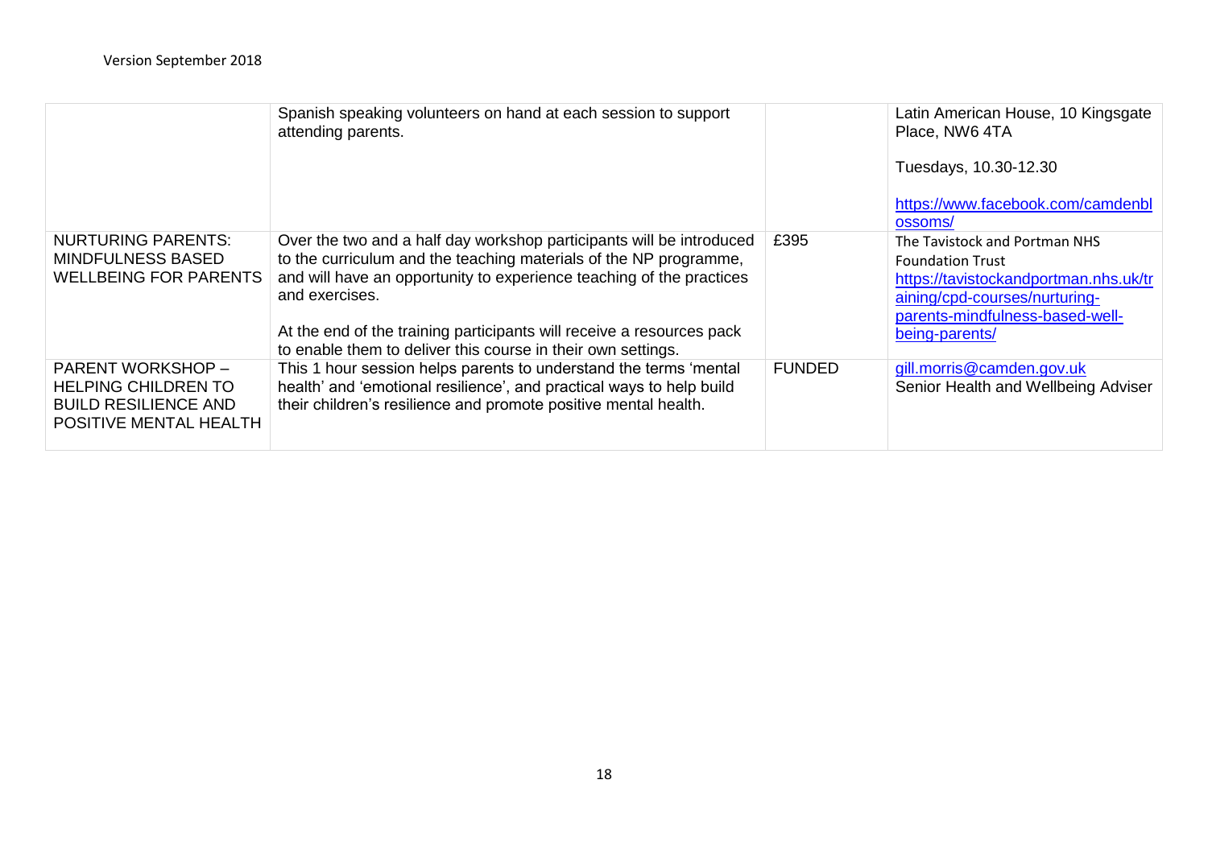| | | | |
|---|---|---|---|
| | Spanish speaking volunteers on hand at each session to support attending parents. | | Latin American House, 10 Kingsgate Place, NW6 4TA<br><br>Tuesdays, 10.30-12.30<br><br>https://www.facebook.com/camdenblossoms/ |
| NURTURING PARENTS: MINDFULNESS BASED WELLBEING FOR PARENTS | Over the two and a half day workshop participants will be introduced to the curriculum and the teaching materials of the NP programme, and will have an opportunity to experience teaching of the practices and exercises.<br><br>At the end of the training participants will receive a resources pack to enable them to deliver this course in their own settings. | £395 | The Tavistock and Portman NHS Foundation Trust<br>https://tavistockandportman.nhs.uk/training/cpd-courses/nurturing-parents-mindfulness-based-well-being-parents/ |
| PARENT WORKSHOP – HELPING CHILDREN TO BUILD RESILIENCE AND POSITIVE MENTAL HEALTH | This 1 hour session helps parents to understand the terms 'mental health' and 'emotional resilience', and practical ways to help build their children's resilience and promote positive mental health. | FUNDED | gill.morris@camden.gov.uk<br>Senior Health and Wellbeing Adviser |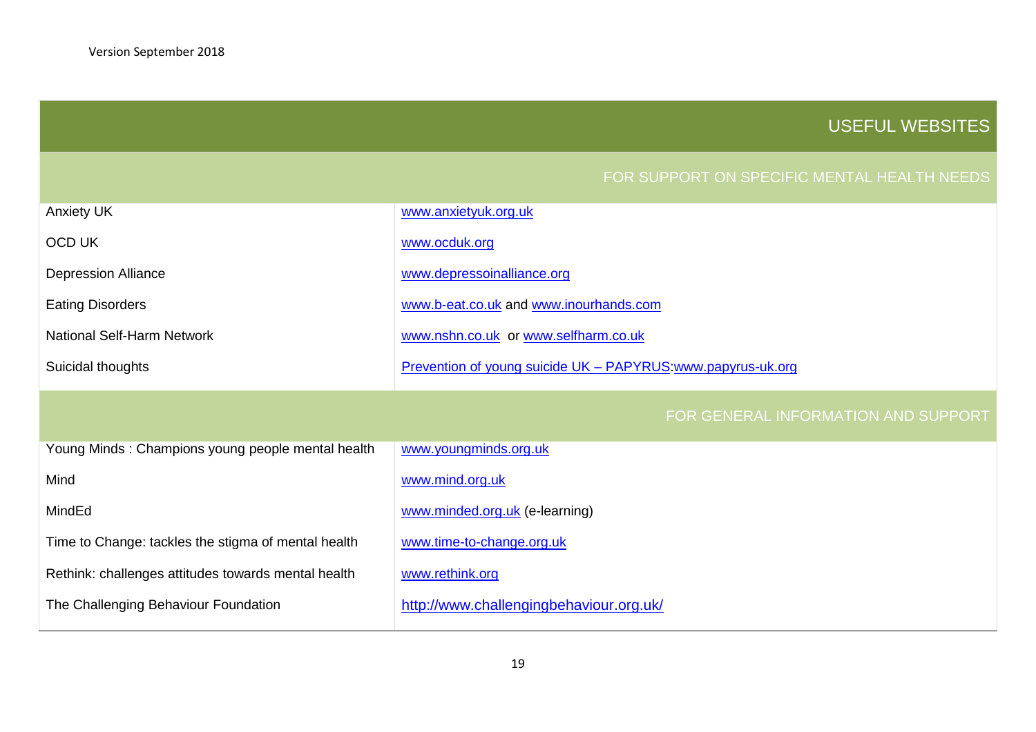Version September 2018

| USEFUL WEBSITES | |
|---|---|
| | FOR SUPPORT ON SPECIFIC MENTAL HEALTH NEEDS |
| Anxiety UK | www.anxietyuk.org.uk |
| OCD UK | www.ocduk.org |
| Depression Alliance | www.depressoinalliance.org |
| Eating Disorders | www.b-eat.co.uk and www.inourhands.com |
| National Self-Harm Network | www.nshn.co.uk or www.selfharm.co.uk |
| Suicidal thoughts | Prevention of young suicide UK – PAPYRUS:www.papyrus-uk.org |
| | FOR GENERAL INFORMATION AND SUPPORT |
| Young Minds : Champions young people mental health | www.youngminds.org.uk |
| Mind | www.mind.org.uk |
| MindEd | www.minded.org.uk (e-learning) |
| Time to Change: tackles the stigma of mental health | www.time-to-change.org.uk |
| Rethink: challenges attitudes towards mental health | www.rethink.org |
| The Challenging Behaviour Foundation | http://www.challengingbehaviour.org.uk/ |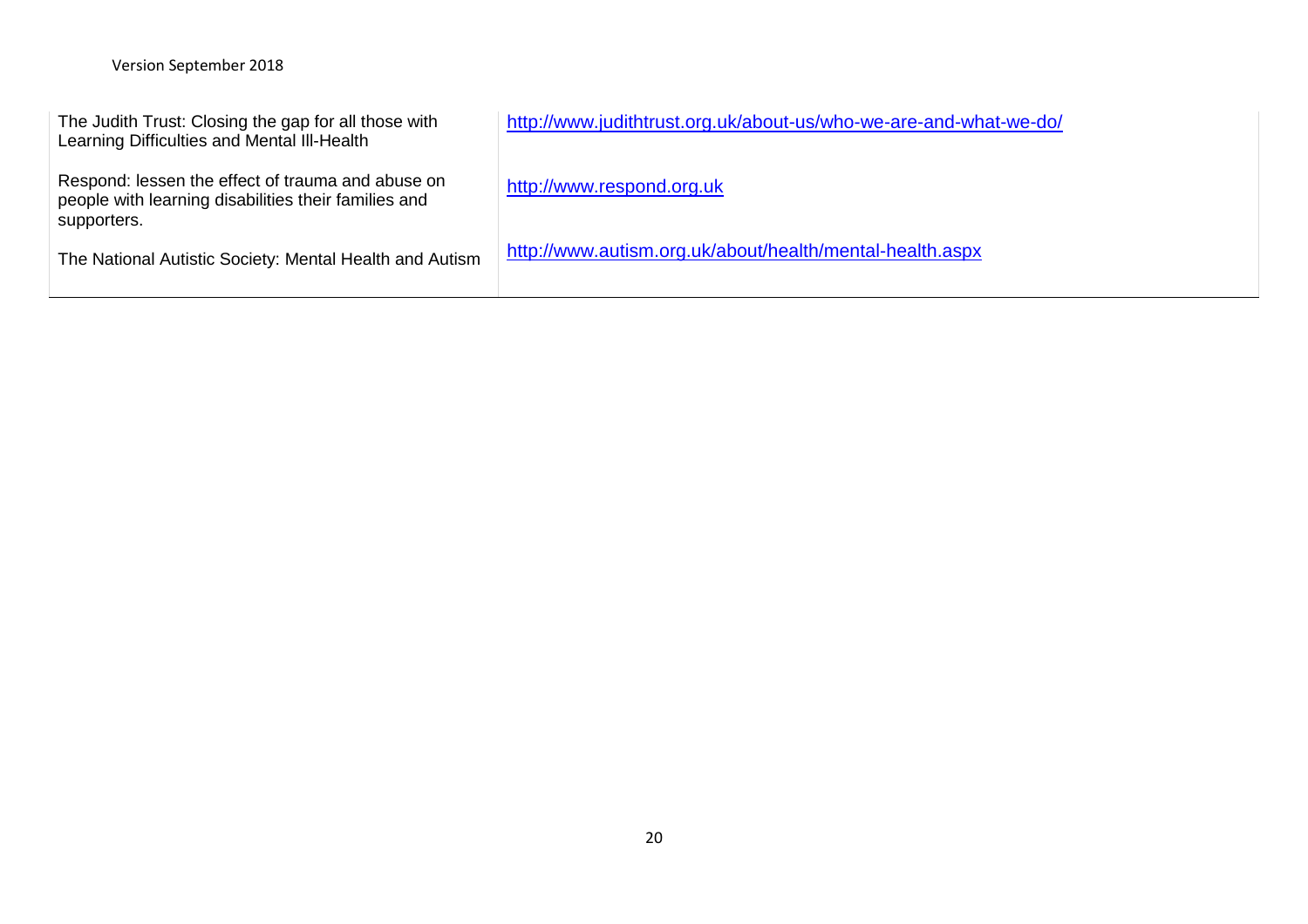| | |
|---|---|
| The Judith Trust: Closing the gap for all those with Learning Difficulties and Mental Ill-Health | http://www.judithtrust.org.uk/about-us/who-we-are-and-what-we-do/ |
| Respond: lessen the effect of trauma and abuse on people with learning disabilities their families and supporters. | http://www.respond.org.uk |
| The National Autistic Society: Mental Health and Autism | http://www.autism.org.uk/about/health/mental-health.aspx |